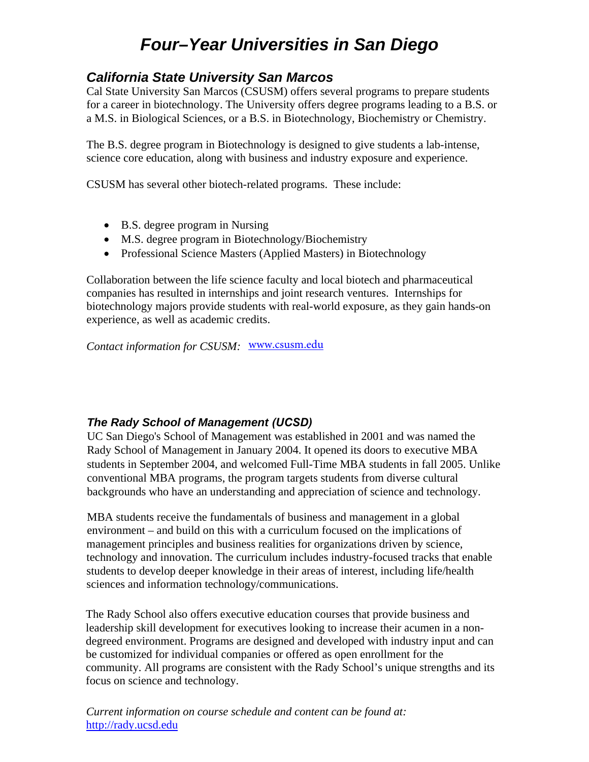# *Four–Year Universities in San Diego*

## *California State University San Marcos*

Cal State University San Marcos (CSUSM) offers several programs to prepare students for a career in biotechnology. The University offers degree programs leading to a B.S. or a M.S. in Biological Sciences, or a B.S. in Biotechnology, Biochemistry or Chemistry.

The B.S. degree program in Biotechnology is designed to give students a lab-intense, science core education, along with business and industry exposure and experience.

CSUSM has several other biotech-related programs. These include:

- B.S. degree program in Nursing
- M.S. degree program in Biotechnology/Biochemistry
- Professional Science Masters (Applied Masters) in Biotechnology

Collaboration between the life science faculty and local biotech and pharmaceutical companies has resulted in internships and joint research ventures. Internships for biotechnology majors provide students with real-world exposure, as they gain hands-on experience, as well as academic credits.

*Contact information for CSUSM:* www.csusm.edu

## *The Rady School of Management (UCSD)*

UC San Diego's School of Management was established in 2001 and was named the Rady School of Management in January 2004. It opened its doors to executive MBA students in September 2004, and welcomed Full-Time MBA students in fall 2005. Unlike conventional MBA programs, the program targets students from diverse cultural backgrounds who have an understanding and appreciation of science and technology.

MBA students receive the fundamentals of business and management in a global environment – and build on this with a curriculum focused on the implications of management principles and business realities for organizations driven by science, technology and innovation. The curriculum includes industry-focused tracks that enable students to develop deeper knowledge in their areas of interest, including life/health sciences and information technology/communications.

The Rady School also offers executive education courses that provide business and leadership skill development for executives looking to increase their acumen in a non-degreed environment. Programs are designed and developed with industry input and can be customized for individual companies or offered as open enrollment for the community. All programs are consistent with the Rady School's unique strengths and its focus on science and technology.

*Current information on course schedule and content can be found at:*
http://rady.ucsd.edu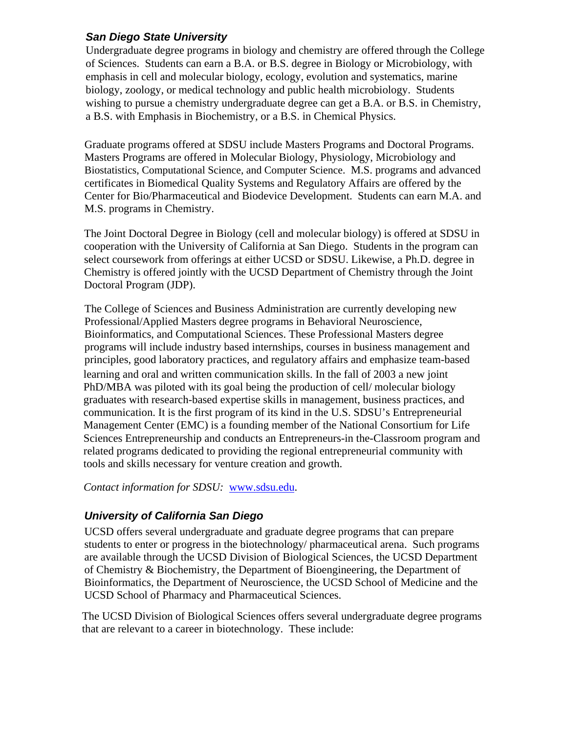### *San Diego State University*

Undergraduate degree programs in biology and chemistry are offered through the College of Sciences. Students can earn a B.A. or B.S. degree in Biology or Microbiology, with emphasis in cell and molecular biology, ecology, evolution and systematics, marine biology, zoology, or medical technology and public health microbiology. Students wishing to pursue a chemistry undergraduate degree can get a B.A. or B.S. in Chemistry, a B.S. with Emphasis in Biochemistry, or a B.S. in Chemical Physics.

Graduate programs offered at SDSU include Masters Programs and Doctoral Programs. Masters Programs are offered in Molecular Biology, Physiology, Microbiology and Biostatistics, Computational Science, and Computer Science. M.S. programs and advanced certificates in Biomedical Quality Systems and Regulatory Affairs are offered by the Center for Bio/Pharmaceutical and Biodevice Development. Students can earn M.A. and M.S. programs in Chemistry.

The Joint Doctoral Degree in Biology (cell and molecular biology) is offered at SDSU in cooperation with the University of California at San Diego. Students in the program can select coursework from offerings at either UCSD or SDSU. Likewise, a Ph.D. degree in Chemistry is offered jointly with the UCSD Department of Chemistry through the Joint Doctoral Program (JDP).

The College of Sciences and Business Administration are currently developing new Professional/Applied Masters degree programs in Behavioral Neuroscience, Bioinformatics, and Computational Sciences. These Professional Masters degree programs will include industry based internships, courses in business management and principles, good laboratory practices, and regulatory affairs and emphasize team-based learning and oral and written communication skills. In the fall of 2003 a new joint PhD/MBA was piloted with its goal being the production of cell/ molecular biology graduates with research-based expertise skills in management, business practices, and communication. It is the first program of its kind in the U.S. SDSU's Entrepreneurial Management Center (EMC) is a founding member of the National Consortium for Life Sciences Entrepreneurship and conducts an Entrepreneurs-in the-Classroom program and related programs dedicated to providing the regional entrepreneurial community with tools and skills necessary for venture creation and growth.

*Contact information for SDSU:* www.sdsu.edu.

### *University of California San Diego*

UCSD offers several undergraduate and graduate degree programs that can prepare students to enter or progress in the biotechnology/ pharmaceutical arena. Such programs are available through the UCSD Division of Biological Sciences, the UCSD Department of Chemistry & Biochemistry, the Department of Bioengineering, the Department of Bioinformatics, the Department of Neuroscience, the UCSD School of Medicine and the UCSD School of Pharmacy and Pharmaceutical Sciences.

The UCSD Division of Biological Sciences offers several undergraduate degree programs that are relevant to a career in biotechnology. These include: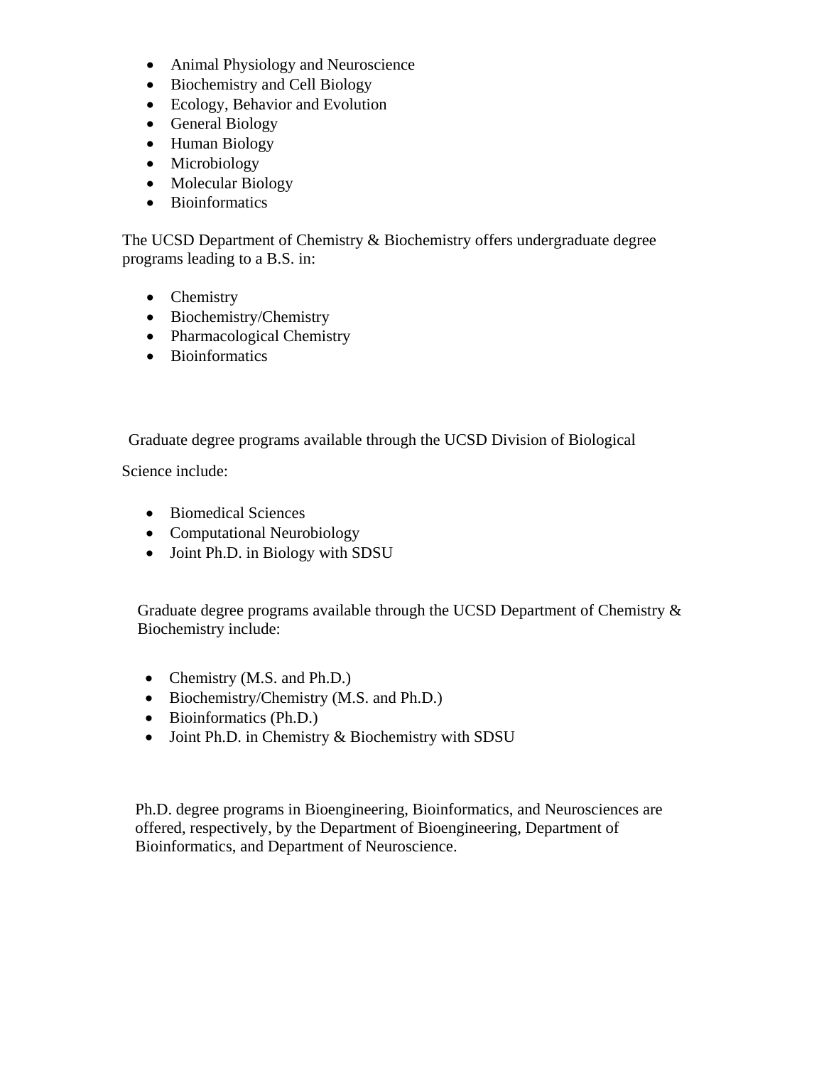- Animal Physiology and Neuroscience
- Biochemistry and Cell Biology
- Ecology, Behavior and Evolution
- General Biology
- Human Biology
- Microbiology
- Molecular Biology
- Bioinformatics

The UCSD Department of Chemistry & Biochemistry offers undergraduate degree programs leading to a B.S. in:

- Chemistry
- Biochemistry/Chemistry
- Pharmacological Chemistry
- Bioinformatics

Graduate degree programs available through the UCSD Division of Biological Science include:

- Biomedical Sciences
- Computational Neurobiology
- Joint Ph.D. in Biology with SDSU

Graduate degree programs available through the UCSD Department of Chemistry & Biochemistry include:

- Chemistry (M.S. and Ph.D.)
- Biochemistry/Chemistry (M.S. and Ph.D.)
- Bioinformatics (Ph.D.)
- Joint Ph.D. in Chemistry & Biochemistry with SDSU

Ph.D. degree programs in Bioengineering, Bioinformatics, and Neurosciences are offered, respectively, by the Department of Bioengineering, Department of Bioinformatics, and Department of Neuroscience.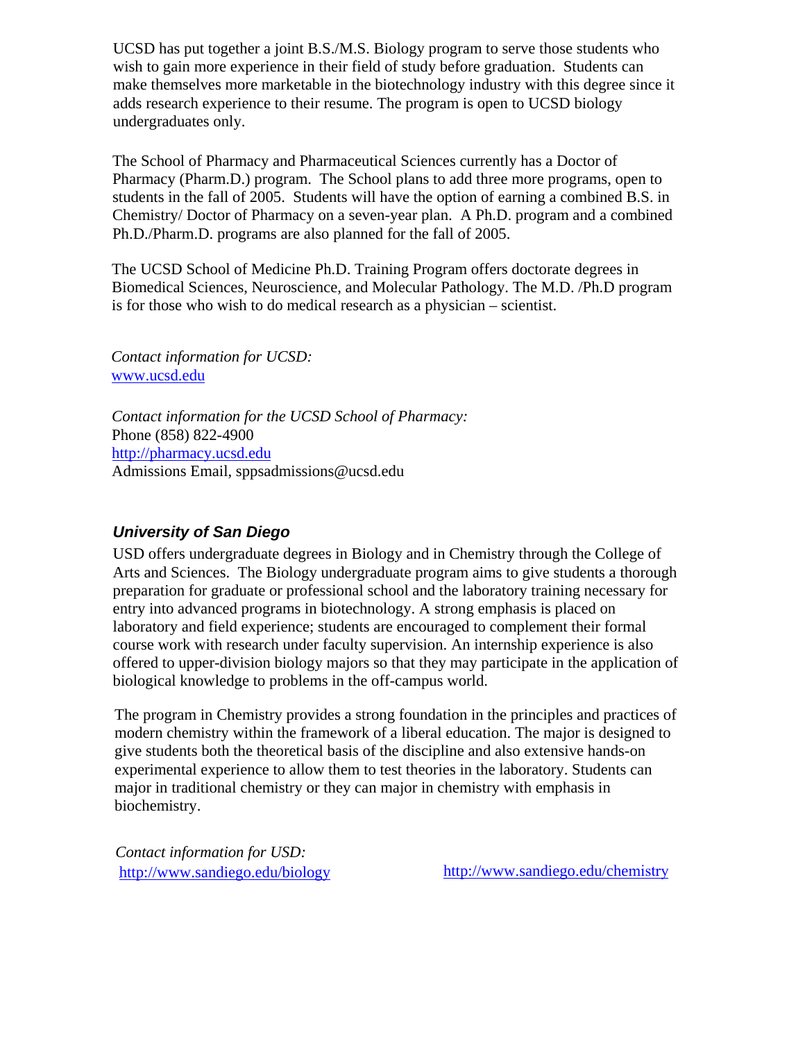UCSD has put together a joint B.S./M.S. Biology program to serve those students who wish to gain more experience in their field of study before graduation. Students can make themselves more marketable in the biotechnology industry with this degree since it adds research experience to their resume. The program is open to UCSD biology undergraduates only.

The School of Pharmacy and Pharmaceutical Sciences currently has a Doctor of Pharmacy (Pharm.D.) program. The School plans to add three more programs, open to students in the fall of 2005. Students will have the option of earning a combined B.S. in Chemistry/ Doctor of Pharmacy on a seven-year plan. A Ph.D. program and a combined Ph.D./Pharm.D. programs are also planned for the fall of 2005.

The UCSD School of Medicine Ph.D. Training Program offers doctorate degrees in Biomedical Sciences, Neuroscience, and Molecular Pathology. The M.D. /Ph.D program is for those who wish to do medical research as a physician – scientist.

*Contact information for UCSD:*
www.ucsd.edu

*Contact information for the UCSD School of Pharmacy:*
Phone (858) 822-4900
http://pharmacy.ucsd.edu
Admissions Email, sppsadmissions@ucsd.edu

### *University of San Diego*

USD offers undergraduate degrees in Biology and in Chemistry through the College of Arts and Sciences. The Biology undergraduate program aims to give students a thorough preparation for graduate or professional school and the laboratory training necessary for entry into advanced programs in biotechnology. A strong emphasis is placed on laboratory and field experience; students are encouraged to complement their formal course work with research under faculty supervision. An internship experience is also offered to upper-division biology majors so that they may participate in the application of biological knowledge to problems in the off-campus world.

The program in Chemistry provides a strong foundation in the principles and practices of modern chemistry within the framework of a liberal education. The major is designed to give students both the theoretical basis of the discipline and also extensive hands-on experimental experience to allow them to test theories in the laboratory. Students can major in traditional chemistry or they can major in chemistry with emphasis in biochemistry.

*Contact information for USD:*
http://www.sandiego.edu/biology http://www.sandiego.edu/chemistry